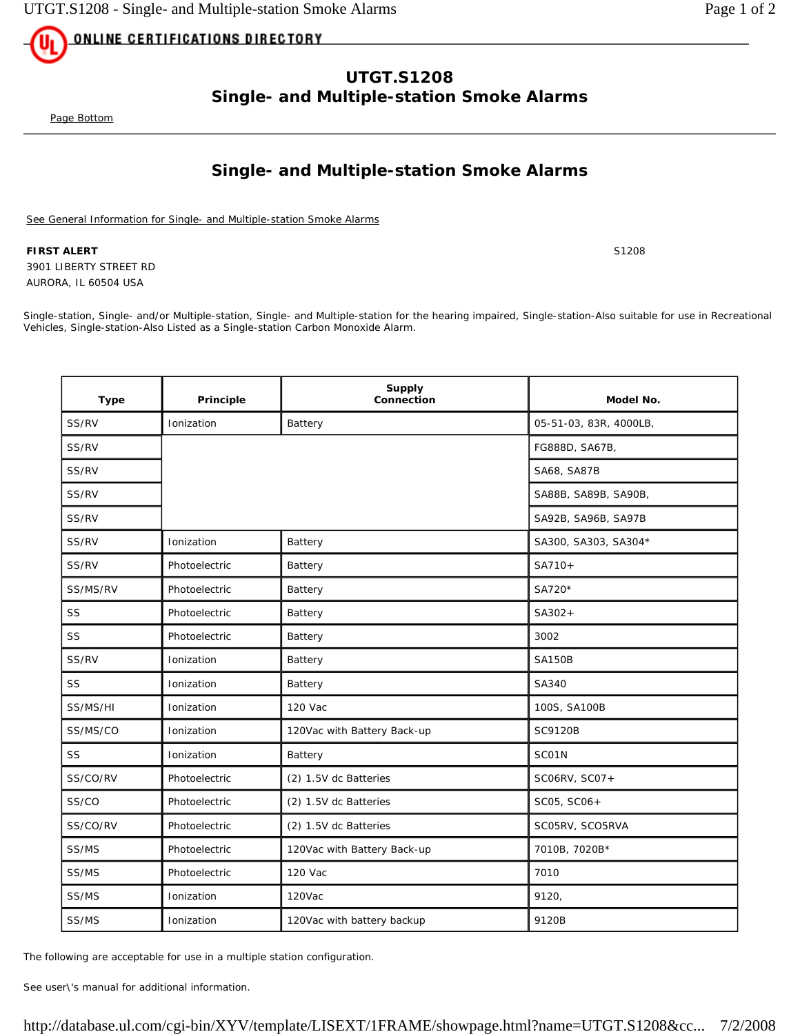ONLINE CERTIFICATIONS DIRECTORY

# UTGT.S1208
# Single- and Multiple-station Smoke Alarms

Page Bottom

## Single- and Multiple-station Smoke Alarms

See General Information for Single- and Multiple-station Smoke Alarms

**FIRST ALERT** S1208
3901 LIBERTY STREET RD
AURORA, IL 60504 USA

Single-station, Single- and/or Multiple-station, Single- and Multiple-station for the hearing impaired, Single-station-Also suitable for use in Recreational Vehicles, Single-station-Also Listed as a Single-station Carbon Monoxide Alarm.

| Type | Principle | Supply Connection | Model No. |
|---|---|---|---|
| SS/RV | Ionization | Battery | 05-51-03, 83R, 4000LB, |
| SS/RV | | | FG888D, SA67B, |
| SS/RV | | | SA68, SA87B |
| SS/RV | | | SA88B, SA89B, SA90B, |
| SS/RV | | | SA92B, SA96B, SA97B |
| SS/RV | Ionization | Battery | SA300, SA303, SA304* |
| SS/RV | Photoelectric | Battery | SA710+ |
| SS/MS/RV | Photoelectric | Battery | SA720* |
| SS | Photoelectric | Battery | SA302+ |
| SS | Photoelectric | Battery | 3002 |
| SS/RV | Ionization | Battery | SA150B |
| SS | Ionization | Battery | SA340 |
| SS/MS/HI | Ionization | 120 Vac | 100S, SA100B |
| SS/MS/CO | Ionization | 120Vac with Battery Back-up | SC9120B |
| SS | Ionization | Battery | SC01N |
| SS/CO/RV | Photoelectric | (2) 1.5V dc Batteries | SC06RV, SC07+ |
| SS/CO | Photoelectric | (2) 1.5V dc Batteries | SC05, SC06+ |
| SS/CO/RV | Photoelectric | (2) 1.5V dc Batteries | SC05RV, SCO5RVA |
| SS/MS | Photoelectric | 120Vac with Battery Back-up | 7010B, 7020B* |
| SS/MS | Photoelectric | 120 Vac | 7010 |
| SS/MS | Ionization | 120Vac | 9120, |
| SS/MS | Ionization | 120Vac with battery backup | 9120B |

The following are acceptable for use in a multiple station configuration.

See user\'s manual for additional information.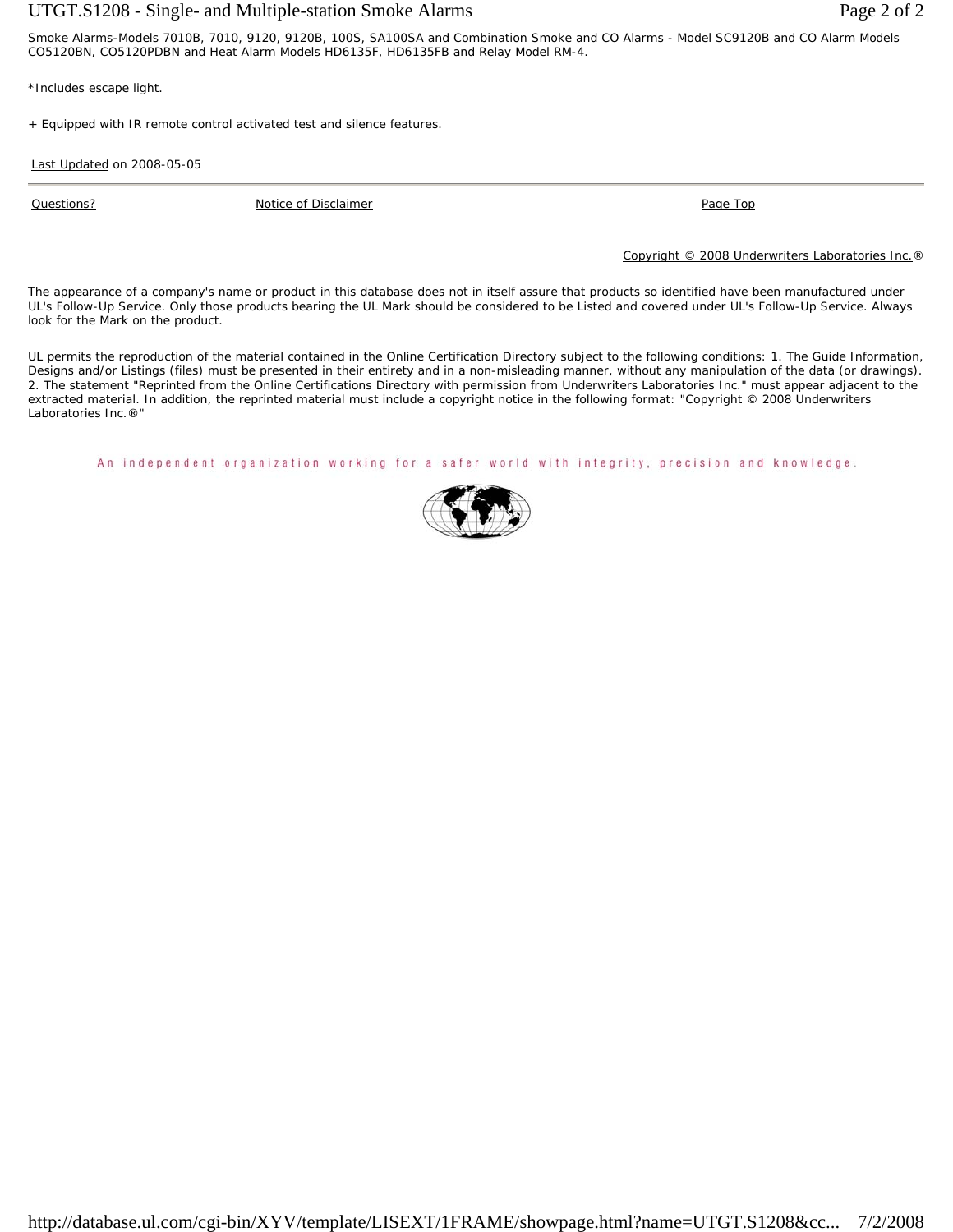Smoke Alarms-Models 7010B, 7010, 9120, 9120B, 100S, SA100SA and Combination Smoke and CO Alarms - Model SC9120B and CO Alarm Models CO5120BN, CO5120PDBN and Heat Alarm Models HD6135F, HD6135FB and Relay Model RM-4.

*Includes escape light.

+ Equipped with IR remote control activated test and silence features.

Last Updated on 2008-05-05

---

Questions? Notice of Disclaimer Page Top

Copyright © 2008 Underwriters Laboratories Inc.®

The appearance of a company's name or product in this database does not in itself assure that products so identified have been manufactured under UL's Follow-Up Service. Only those products bearing the UL Mark should be considered to be Listed and covered under UL's Follow-Up Service. Always look for the Mark on the product.

UL permits the reproduction of the material contained in the Online Certification Directory subject to the following conditions: 1. The Guide Information, Designs and/or Listings (files) must be presented in their entirety and in a non-misleading manner, without any manipulation of the data (or drawings). 2. The statement "Reprinted from the Online Certifications Directory with permission from Underwriters Laboratories Inc." must appear adjacent to the extracted material. In addition, the reprinted material must include a copyright notice in the following format: "Copyright © 2008 Underwriters Laboratories Inc.®"

An independent organization working for a safer world with integrity, precision and knowledge.